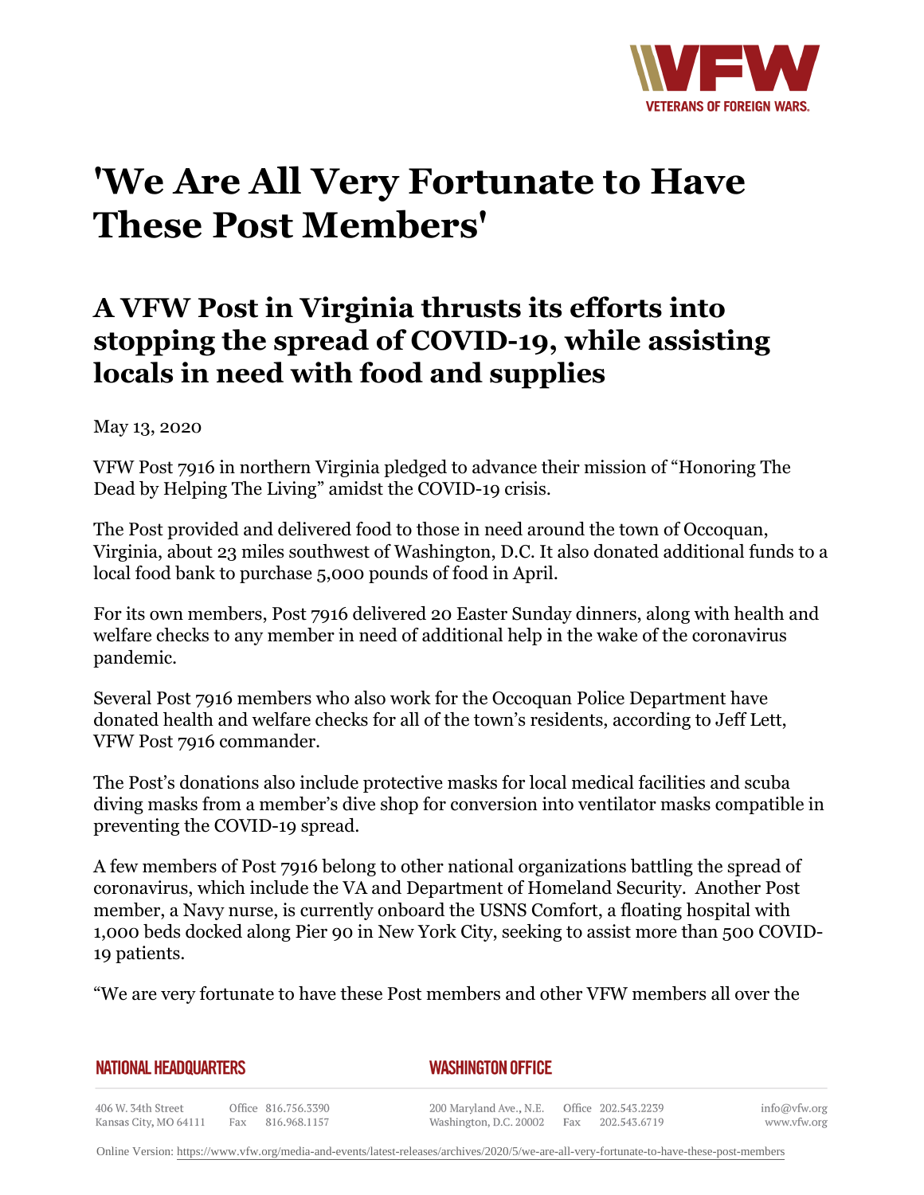# 'We Are All Very Fortunate to Have These Post Members'

## A VFW Post in Virginia thrusts its efforts into stopping the spread of COVID-19, while assisting locals in need with food and supplies

May 13, 2020

VFW Post 7916 in northern Virginia pledged to advance their mission of "Honoring The Dead by Helping The Living" amidst the COVID-19 crisis.

The Post provided and delivered food to those in need around the town of Occoquan, Virginia, about 23 miles southwest of Washington, D.C. It also donated additional funds to a local food bank to purchase 5,000 pounds of food in April.

For its own members, Post 7916 delivered 20 Easter Sunday dinners, along with health and welfare checks to any member in need of additional help in the wake of the coronavirus pandemic.

Several Post 7916 members who also work for the Occoquan Police Department have donated health and welfare checks for all of the town's residents, according to Jeff Lett, VFW Post 7916 commander.

The Post's donations also include protective masks for local medical facilities and scuba diving masks from a member's dive shop for conversion into ventilator masks compatible in preventing the COVID-19 spread.

A few members of Post 7916 belong to other national organizations battling the spread of coronavirus, which include the VA and Department of Homeland Security. Another Post member, a Navy nurse, is currently onboard the USNS Comfort, a floating hospital with 1,000 beds docked along Pier 90 in New York City, seeking to assist more than 500 COVID-19 patients.

"We are very fortunate to have these Post members and other VFW members all over the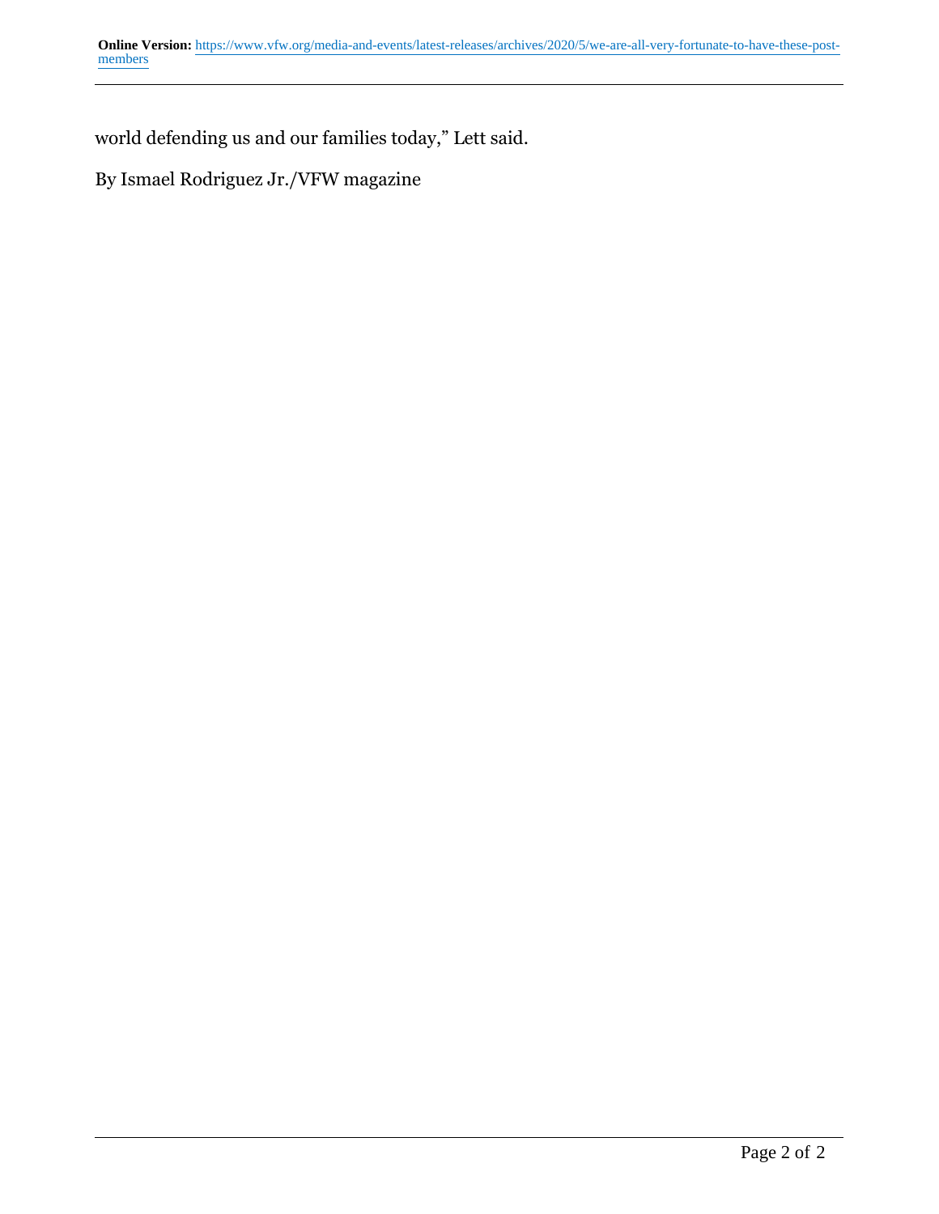world defending us and our families today," Lett said.

By Ismael Rodriguez Jr./VFW magazine